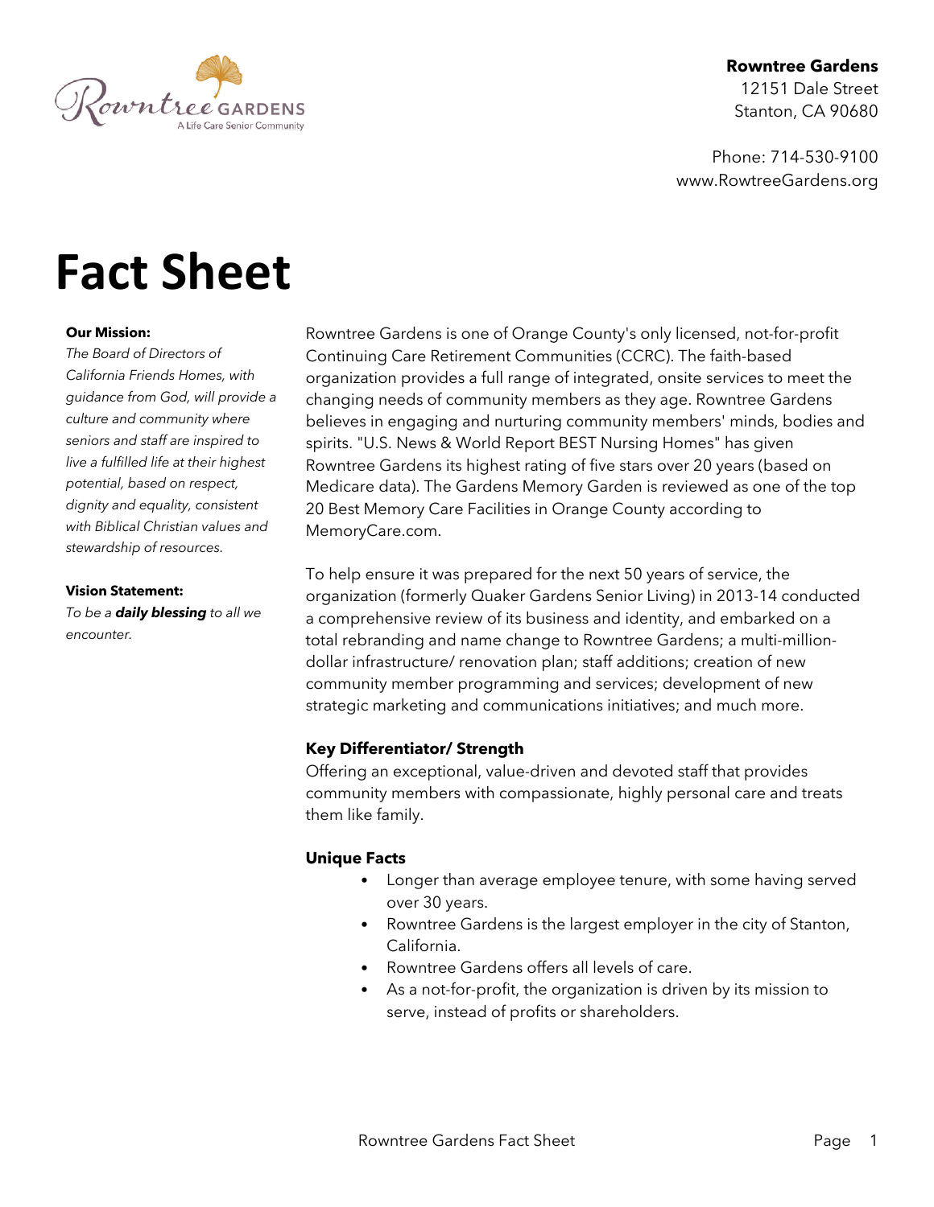**Rowntree Gardens**
12151 Dale Street
Stanton, CA 90680

Phone: 714-530-9100
www.RowtreeGardens.org

# Fact Sheet

**Our Mission:**
*The Board of Directors of California Friends Homes, with guidance from God, will provide a culture and community where seniors and staff are inspired to live a fulfilled life at their highest potential, based on respect, dignity and equality, consistent with Biblical Christian values and stewardship of resources.*

**Vision Statement:**
*To be a **daily blessing** to all we encounter.*

Rowntree Gardens is one of Orange County's only licensed, not-for-profit Continuing Care Retirement Communities (CCRC). The faith-based organization provides a full range of integrated, onsite services to meet the changing needs of community members as they age. Rowntree Gardens believes in engaging and nurturing community members' minds, bodies and spirits. "U.S. News & World Report BEST Nursing Homes" has given Rowntree Gardens its highest rating of five stars over 20 years (based on Medicare data). The Gardens Memory Garden is reviewed as one of the top 20 Best Memory Care Facilities in Orange County according to MemoryCare.com.

To help ensure it was prepared for the next 50 years of service, the organization (formerly Quaker Gardens Senior Living) in 2013-14 conducted a comprehensive review of its business and identity, and embarked on a total rebranding and name change to Rowntree Gardens; a multi-million-dollar infrastructure/ renovation plan; staff additions; creation of new community member programming and services; development of new strategic marketing and communications initiatives; and much more.

**Key Differentiator/ Strength**
Offering an exceptional, value-driven and devoted staff that provides community members with compassionate, highly personal care and treats them like family.

**Unique Facts**

- Longer than average employee tenure, with some having served over 30 years.
- Rowntree Gardens is the largest employer in the city of Stanton, California.
- Rowntree Gardens offers all levels of care.
- As a not-for-profit, the organization is driven by its mission to serve, instead of profits or shareholders.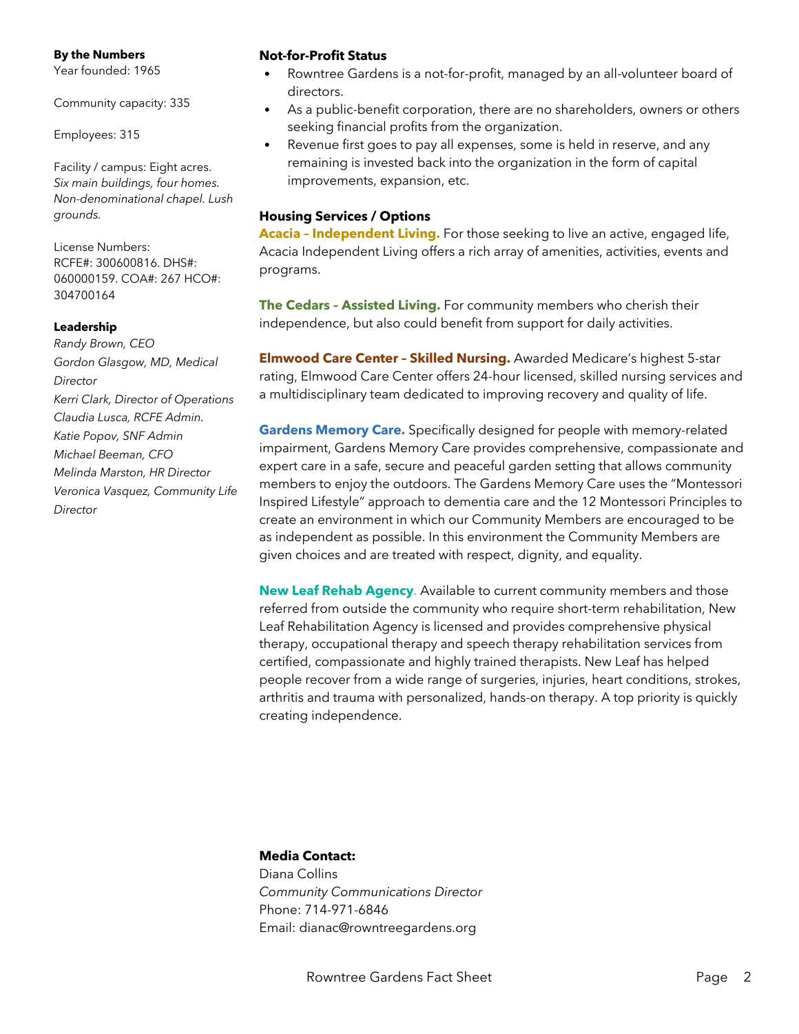**By the Numbers**

Year founded: 1965

Community capacity: 335

Employees: 315

Facility / campus: Eight acres. *Six main buildings, four homes. Non-denominational chapel. Lush grounds.*

License Numbers: RCFE#: 300600816. DHS#: 060000159. COA#: 267 HCO#: 304700164

**Leadership**

*Randy Brown, CEO*
*Gordon Glasgow, MD, Medical Director*
*Kerri Clark, Director of Operations*
*Claudia Lusca, RCFE Admin.*
*Katie Popov, SNF Admin*
*Michael Beeman, CFO*
*Melinda Marston, HR Director*
*Veronica Vasquez, Community Life Director*

**Not-for-Profit Status**

- Rowntree Gardens is a not-for-profit, managed by an all-volunteer board of directors.
- As a public-benefit corporation, there are no shareholders, owners or others seeking financial profits from the organization.
- Revenue first goes to pay all expenses, some is held in reserve, and any remaining is invested back into the organization in the form of capital improvements, expansion, etc.

**Housing Services / Options**

**Acacia – Independent Living.** For those seeking to live an active, engaged life, Acacia Independent Living offers a rich array of amenities, activities, events and programs.

**The Cedars – Assisted Living.** For community members who cherish their independence, but also could benefit from support for daily activities.

**Elmwood Care Center – Skilled Nursing.** Awarded Medicare's highest 5-star rating, Elmwood Care Center offers 24-hour licensed, skilled nursing services and a multidisciplinary team dedicated to improving recovery and quality of life.

**Gardens Memory Care.** Specifically designed for people with memory-related impairment, Gardens Memory Care provides comprehensive, compassionate and expert care in a safe, secure and peaceful garden setting that allows community members to enjoy the outdoors. The Gardens Memory Care uses the "Montessori Inspired Lifestyle" approach to dementia care and the 12 Montessori Principles to create an environment in which our Community Members are encouraged to be as independent as possible. In this environment the Community Members are given choices and are treated with respect, dignity, and equality.

**New Leaf Rehab Agency.** Available to current community members and those referred from outside the community who require short-term rehabilitation, New Leaf Rehabilitation Agency is licensed and provides comprehensive physical therapy, occupational therapy and speech therapy rehabilitation services from certified, compassionate and highly trained therapists. New Leaf has helped people recover from a wide range of surgeries, injuries, heart conditions, strokes, arthritis and trauma with personalized, hands-on therapy. A top priority is quickly creating independence.

**Media Contact:**
Diana Collins
*Community Communications Director*
Phone: 714-971-6846
Email: dianac@rowntreegardens.org